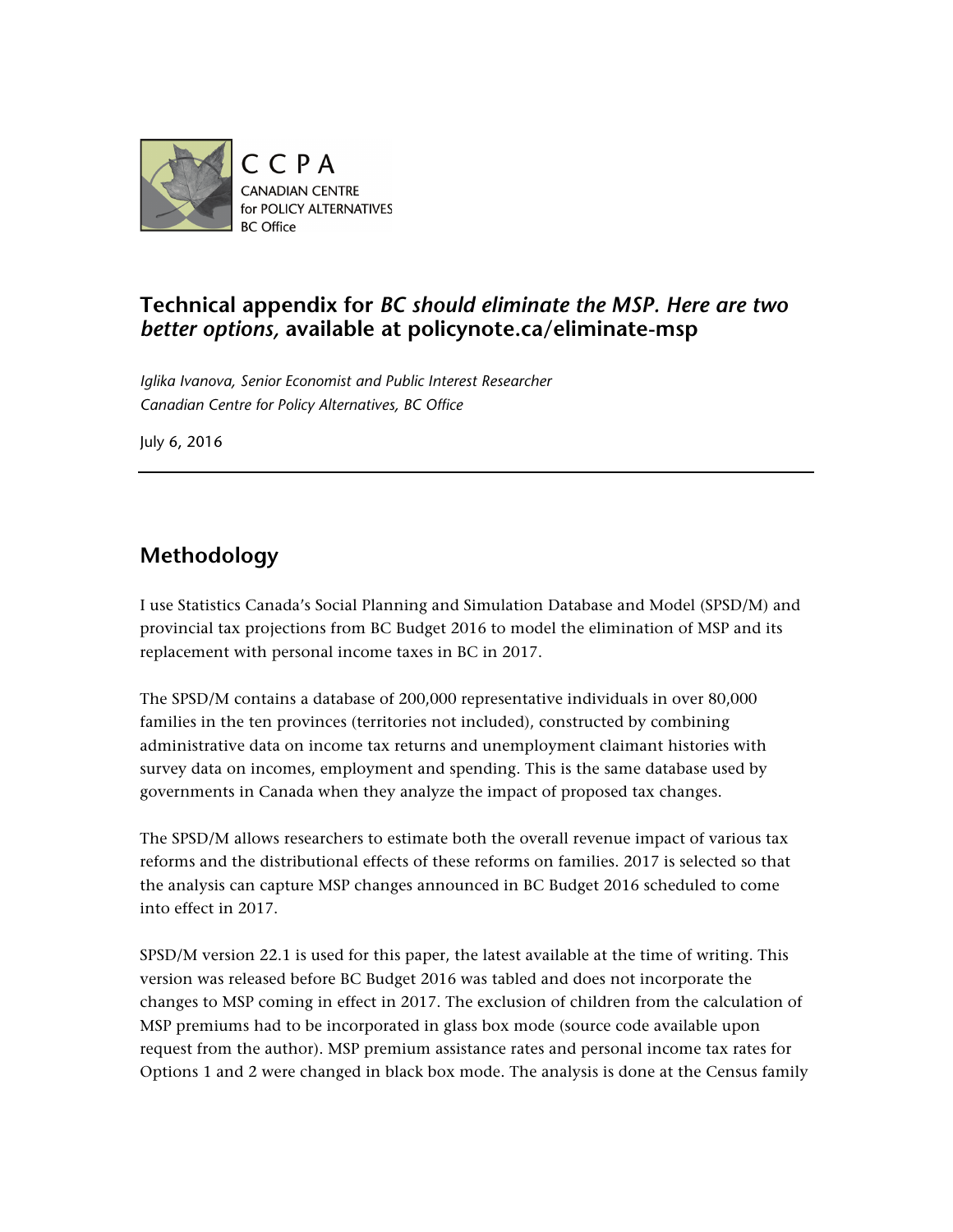CCPA
CANADIAN CENTRE for POLICY ALTERNATIVES
BC Office

## Technical appendix for *BC should eliminate the MSP. Here are two better options,* available at policynote.ca/eliminate-msp

*Iglika Ivanova, Senior Economist and Public Interest Researcher*
*Canadian Centre for Policy Alternatives, BC Office*

July 6, 2016

---

## Methodology

I use Statistics Canada's Social Planning and Simulation Database and Model (SPSD/M) and provincial tax projections from BC Budget 2016 to model the elimination of MSP and its replacement with personal income taxes in BC in 2017.

The SPSD/M contains a database of 200,000 representative individuals in over 80,000 families in the ten provinces (territories not included), constructed by combining administrative data on income tax returns and unemployment claimant histories with survey data on incomes, employment and spending. This is the same database used by governments in Canada when they analyze the impact of proposed tax changes.

The SPSD/M allows researchers to estimate both the overall revenue impact of various tax reforms and the distributional effects of these reforms on families. 2017 is selected so that the analysis can capture MSP changes announced in BC Budget 2016 scheduled to come into effect in 2017.

SPSD/M version 22.1 is used for this paper, the latest available at the time of writing. This version was released before BC Budget 2016 was tabled and does not incorporate the changes to MSP coming in effect in 2017. The exclusion of children from the calculation of MSP premiums had to be incorporated in glass box mode (source code available upon request from the author). MSP premium assistance rates and personal income tax rates for Options 1 and 2 were changed in black box mode. The analysis is done at the Census family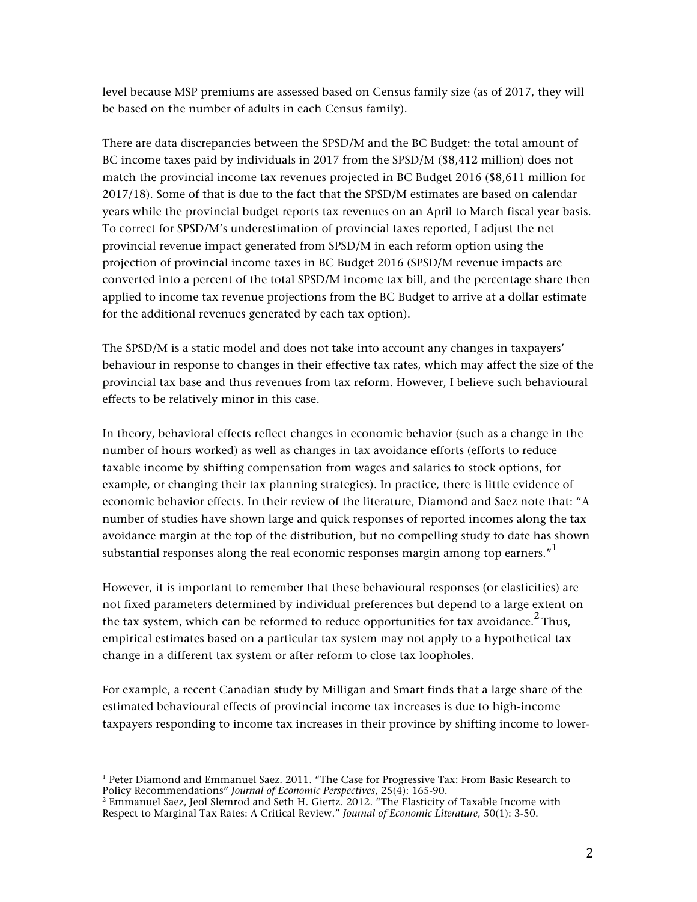level because MSP premiums are assessed based on Census family size (as of 2017, they will be based on the number of adults in each Census family).

There are data discrepancies between the SPSD/M and the BC Budget: the total amount of BC income taxes paid by individuals in 2017 from the SPSD/M ($8,412 million) does not match the provincial income tax revenues projected in BC Budget 2016 ($8,611 million for 2017/18). Some of that is due to the fact that the SPSD/M estimates are based on calendar years while the provincial budget reports tax revenues on an April to March fiscal year basis. To correct for SPSD/M's underestimation of provincial taxes reported, I adjust the net provincial revenue impact generated from SPSD/M in each reform option using the projection of provincial income taxes in BC Budget 2016 (SPSD/M revenue impacts are converted into a percent of the total SPSD/M income tax bill, and the percentage share then applied to income tax revenue projections from the BC Budget to arrive at a dollar estimate for the additional revenues generated by each tax option).

The SPSD/M is a static model and does not take into account any changes in taxpayers' behaviour in response to changes in their effective tax rates, which may affect the size of the provincial tax base and thus revenues from tax reform. However, I believe such behavioural effects to be relatively minor in this case.

In theory, behavioral effects reflect changes in economic behavior (such as a change in the number of hours worked) as well as changes in tax avoidance efforts (efforts to reduce taxable income by shifting compensation from wages and salaries to stock options, for example, or changing their tax planning strategies). In practice, there is little evidence of economic behavior effects. In their review of the literature, Diamond and Saez note that: "A number of studies have shown large and quick responses of reported incomes along the tax avoidance margin at the top of the distribution, but no compelling study to date has shown substantial responses along the real economic responses margin among top earners."[1]

However, it is important to remember that these behavioural responses (or elasticities) are not fixed parameters determined by individual preferences but depend to a large extent on the tax system, which can be reformed to reduce opportunities for tax avoidance.[2] Thus, empirical estimates based on a particular tax system may not apply to a hypothetical tax change in a different tax system or after reform to close tax loopholes.

For example, a recent Canadian study by Milligan and Smart finds that a large share of the estimated behavioural effects of provincial income tax increases is due to high-income taxpayers responding to income tax increases in their province by shifting income to lower-

---

[1] Peter Diamond and Emmanuel Saez. 2011. "The Case for Progressive Tax: From Basic Research to Policy Recommendations" *Journal of Economic Perspectives*, 25(4): 165-90.

[2] Emmanuel Saez, Jeol Slemrod and Seth H. Giertz. 2012. "The Elasticity of Taxable Income with Respect to Marginal Tax Rates: A Critical Review." *Journal of Economic Literature*, 50(1): 3-50.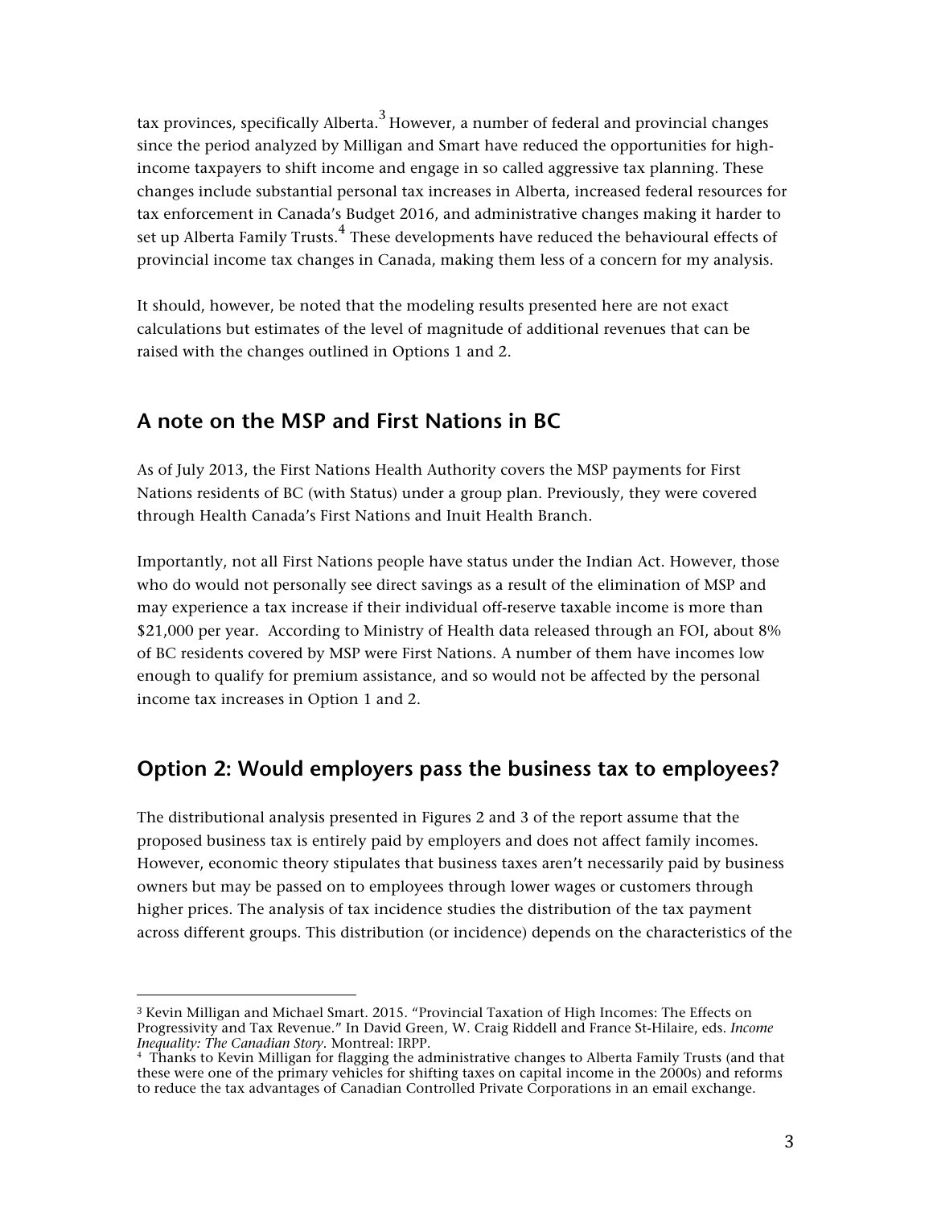tax provinces, specifically Alberta.[3] However, a number of federal and provincial changes since the period analyzed by Milligan and Smart have reduced the opportunities for high-income taxpayers to shift income and engage in so called aggressive tax planning. These changes include substantial personal tax increases in Alberta, increased federal resources for tax enforcement in Canada's Budget 2016, and administrative changes making it harder to set up Alberta Family Trusts.[4] These developments have reduced the behavioural effects of provincial income tax changes in Canada, making them less of a concern for my analysis.

It should, however, be noted that the modeling results presented here are not exact calculations but estimates of the level of magnitude of additional revenues that can be raised with the changes outlined in Options 1 and 2.

## A note on the MSP and First Nations in BC

As of July 2013, the First Nations Health Authority covers the MSP payments for First Nations residents of BC (with Status) under a group plan. Previously, they were covered through Health Canada's First Nations and Inuit Health Branch.

Importantly, not all First Nations people have status under the Indian Act. However, those who do would not personally see direct savings as a result of the elimination of MSP and may experience a tax increase if their individual off-reserve taxable income is more than $21,000 per year. According to Ministry of Health data released through an FOI, about 8% of BC residents covered by MSP were First Nations. A number of them have incomes low enough to qualify for premium assistance, and so would not be affected by the personal income tax increases in Option 1 and 2.

## Option 2: Would employers pass the business tax to employees?

The distributional analysis presented in Figures 2 and 3 of the report assume that the proposed business tax is entirely paid by employers and does not affect family incomes. However, economic theory stipulates that business taxes aren't necessarily paid by business owners but may be passed on to employees through lower wages or customers through higher prices. The analysis of tax incidence studies the distribution of the tax payment across different groups. This distribution (or incidence) depends on the characteristics of the

[3] Kevin Milligan and Michael Smart. 2015. "Provincial Taxation of High Incomes: The Effects on Progressivity and Tax Revenue." In David Green, W. Craig Riddell and France St-Hilaire, eds. *Income Inequality: The Canadian Story*. Montreal: IRPP.

[4] Thanks to Kevin Milligan for flagging the administrative changes to Alberta Family Trusts (and that these were one of the primary vehicles for shifting taxes on capital income in the 2000s) and reforms to reduce the tax advantages of Canadian Controlled Private Corporations in an email exchange.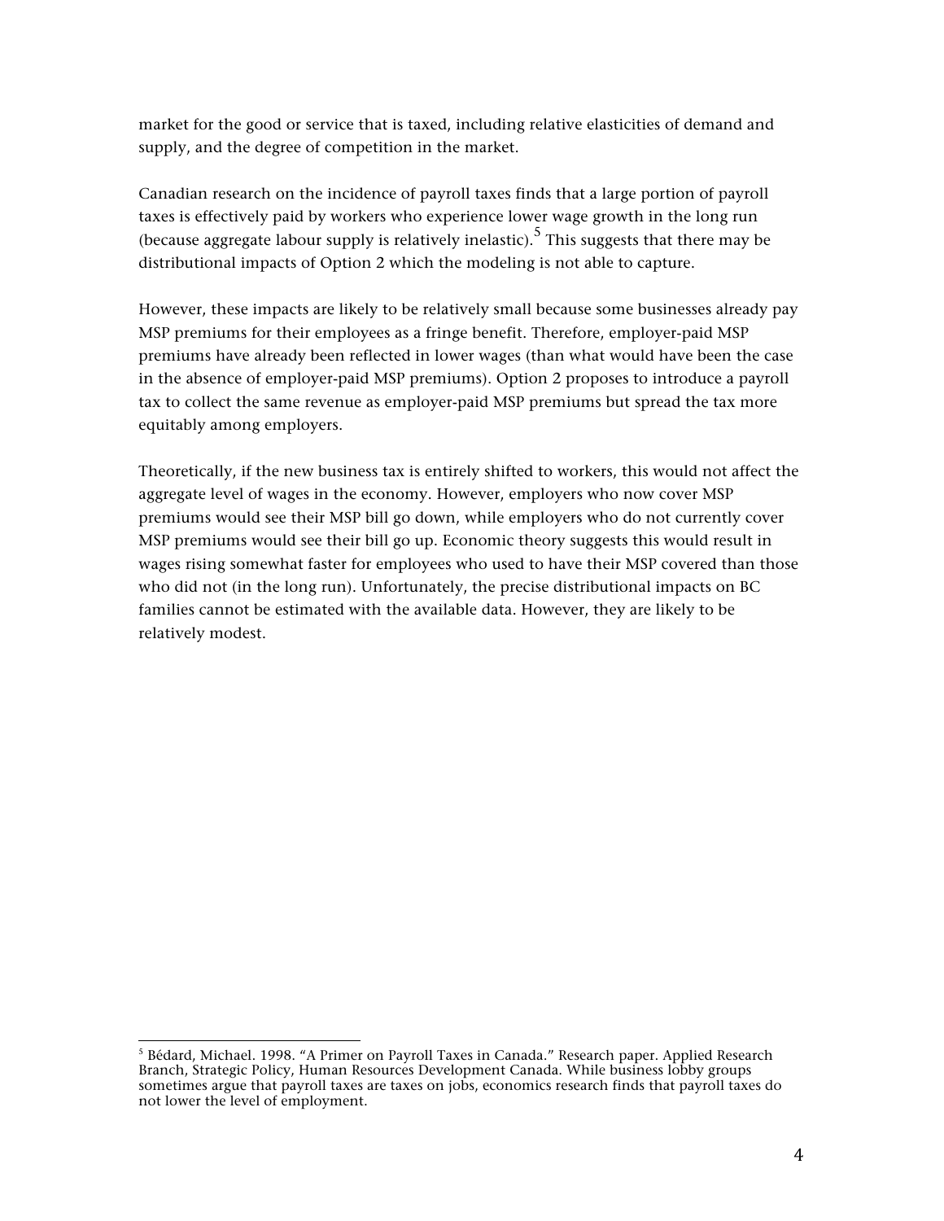market for the good or service that is taxed, including relative elasticities of demand and supply, and the degree of competition in the market.

Canadian research on the incidence of payroll taxes finds that a large portion of payroll taxes is effectively paid by workers who experience lower wage growth in the long run (because aggregate labour supply is relatively inelastic).[5] This suggests that there may be distributional impacts of Option 2 which the modeling is not able to capture.

However, these impacts are likely to be relatively small because some businesses already pay MSP premiums for their employees as a fringe benefit. Therefore, employer-paid MSP premiums have already been reflected in lower wages (than what would have been the case in the absence of employer-paid MSP premiums). Option 2 proposes to introduce a payroll tax to collect the same revenue as employer-paid MSP premiums but spread the tax more equitably among employers.

Theoretically, if the new business tax is entirely shifted to workers, this would not affect the aggregate level of wages in the economy. However, employers who now cover MSP premiums would see their MSP bill go down, while employers who do not currently cover MSP premiums would see their bill go up. Economic theory suggests this would result in wages rising somewhat faster for employees who used to have their MSP covered than those who did not (in the long run). Unfortunately, the precise distributional impacts on BC families cannot be estimated with the available data. However, they are likely to be relatively modest.

---

[5] Bédard, Michael. 1998. "A Primer on Payroll Taxes in Canada." Research paper. Applied Research Branch, Strategic Policy, Human Resources Development Canada. While business lobby groups sometimes argue that payroll taxes are taxes on jobs, economics research finds that payroll taxes do not lower the level of employment.